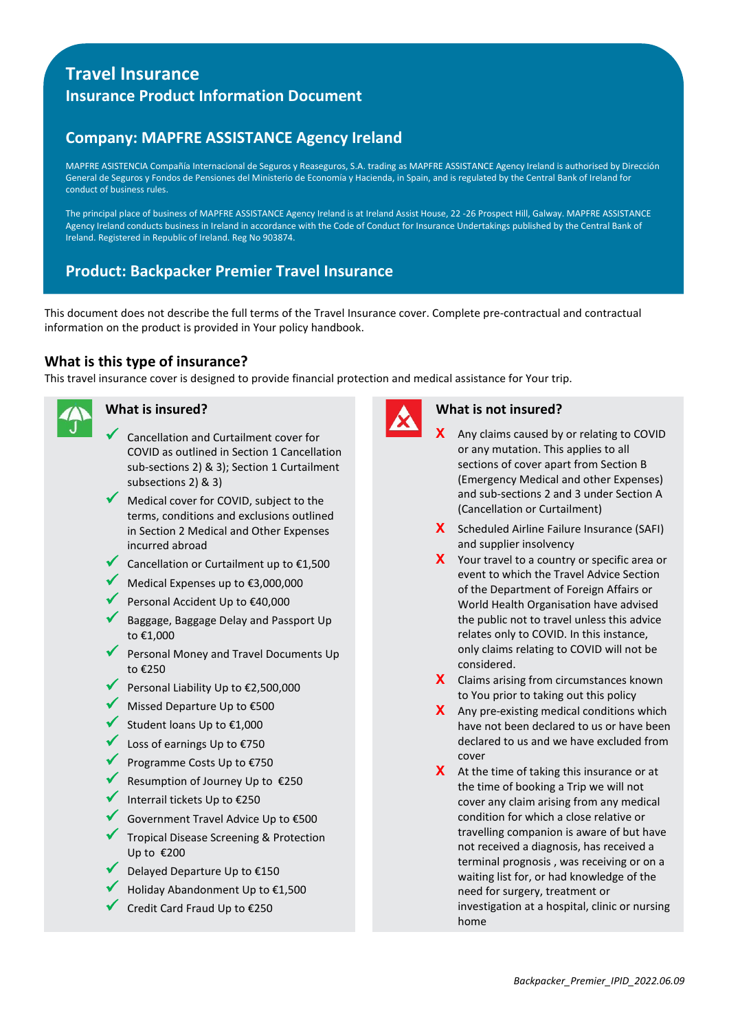# Travel Insurance

## Insurance Product Information Document

## Company: MAPFRE ASSISTANCE Agency Ireland

MAPFRE ASISTENCIA Compañía Internacional de Seguros y Reaseguros, S.A. trading as MAPFRE ASSISTANCE Agency Ireland is authorised by Dirección General de Seguros y Fondos de Pensiones del Ministerio de Economía y Hacienda, in Spain, and is regulated by the Central Bank of Ireland for conduct of business rules.

The principal place of business of MAPFRE ASSISTANCE Agency Ireland is at Ireland Assist House, 22 -26 Prospect Hill, Galway. MAPFRE ASSISTANCE Agency Ireland conducts business in Ireland in accordance with the Code of Conduct for Insurance Undertakings published by the Central Bank of Ireland. Registered in Republic of Ireland. Reg No 903874.

## Product: Backpacker Premier Travel Insurance

This document does not describe the full terms of the Travel Insurance cover. Complete pre-contractual and contractual information on the product is provided in Your policy handbook.

### What is this type of insurance?

This travel insurance cover is designed to provide financial protection and medical assistance for Your trip.

### What is insured?

- ✔ Cancellation and Curtailment cover for COVID as outlined in Section 1 Cancellation sub-sections 2) & 3); Section 1 Curtailment subsections 2) & 3)
- ✔ Medical cover for COVID, subject to the terms, conditions and exclusions outlined in Section 2 Medical and Other Expenses incurred abroad
- ✔ Cancellation or Curtailment up to €1,500
- ✔ Medical Expenses up to €3,000,000
- ✔ Personal Accident Up to €40,000
- ✔ Baggage, Baggage Delay and Passport Up to €1,000
- ✔ Personal Money and Travel Documents Up to €250
- ✔ Personal Liability Up to €2,500,000
- ✔ Missed Departure Up to €500
- ✔ Student loans Up to €1,000
- ✔ Loss of earnings Up to €750
- ✔ Programme Costs Up to €750
- ✔ Resumption of Journey Up to €250
- ✔ Interrail tickets Up to €250
- ✔ Government Travel Advice Up to €500
- ✔ Tropical Disease Screening & Protection Up to €200
- ✔ Delayed Departure Up to €150
- ✔ Holiday Abandonment Up to €1,500
- ✔ Credit Card Fraud Up to €250

### What is not insured?

- X Any claims caused by or relating to COVID or any mutation. This applies to all sections of cover apart from Section B (Emergency Medical and other Expenses) and sub-sections 2 and 3 under Section A (Cancellation or Curtailment)
- X Scheduled Airline Failure Insurance (SAFI) and supplier insolvency
- X Your travel to a country or specific area or event to which the Travel Advice Section of the Department of Foreign Affairs or World Health Organisation have advised the public not to travel unless this advice relates only to COVID. In this instance, only claims relating to COVID will not be considered.
- X Claims arising from circumstances known to You prior to taking out this policy
- X Any pre-existing medical conditions which have not been declared to us or have been declared to us and we have excluded from cover
- X At the time of taking this insurance or at the time of booking a Trip we will not cover any claim arising from any medical condition for which a close relative or travelling companion is aware of but have not received a diagnosis, has received a terminal prognosis , was receiving or on a waiting list for, or had knowledge of the need for surgery, treatment or investigation at a hospital, clinic or nursing home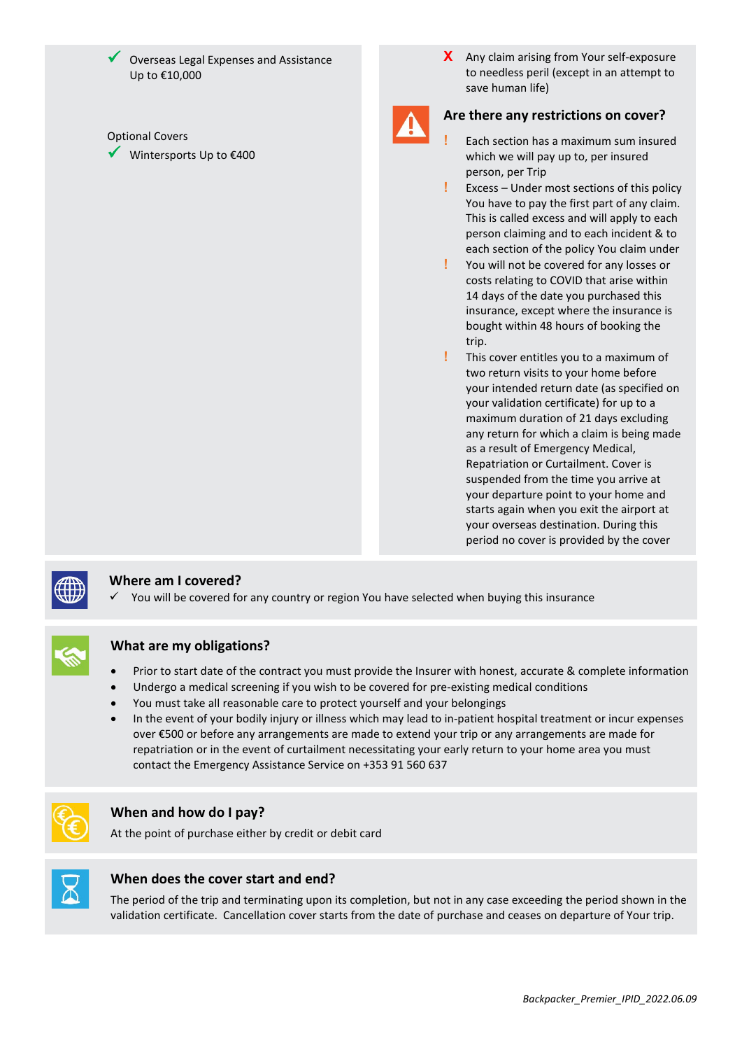✓ Overseas Legal Expenses and Assistance Up to €10,000

Optional Covers

✓ Wintersports Up to €400

✗ Any claim arising from Your self-exposure to needless peril (except in an attempt to save human life)

## Are there any restrictions on cover?

! Each section has a maximum sum insured which we will pay up to, per insured person, per Trip

! Excess – Under most sections of this policy You have to pay the first part of any claim. This is called excess and will apply to each person claiming and to each incident & to each section of the policy You claim under

! You will not be covered for any losses or costs relating to COVID that arise within 14 days of the date you purchased this insurance, except where the insurance is bought within 48 hours of booking the trip.

! This cover entitles you to a maximum of two return visits to your home before your intended return date (as specified on your validation certificate) for up to a maximum duration of 21 days excluding any return for which a claim is being made as a result of Emergency Medical, Repatriation or Curtailment. Cover is suspended from the time you arrive at your departure point to your home and starts again when you exit the airport at your overseas destination. During this period no cover is provided by the cover

## Where am I covered?

✓ You will be covered for any country or region You have selected when buying this insurance

## What are my obligations?

- Prior to start date of the contract you must provide the Insurer with honest, accurate & complete information
- Undergo a medical screening if you wish to be covered for pre-existing medical conditions
- You must take all reasonable care to protect yourself and your belongings
- In the event of your bodily injury or illness which may lead to in-patient hospital treatment or incur expenses over €500 or before any arrangements are made to extend your trip or any arrangements are made for repatriation or in the event of curtailment necessitating your early return to your home area you must contact the Emergency Assistance Service on +353 91 560 637

## When and how do I pay?

At the point of purchase either by credit or debit card

## When does the cover start and end?

The period of the trip and terminating upon its completion, but not in any case exceeding the period shown in the validation certificate. Cancellation cover starts from the date of purchase and ceases on departure of Your trip.

*Backpacker_Premier_IPID_2022.06.09*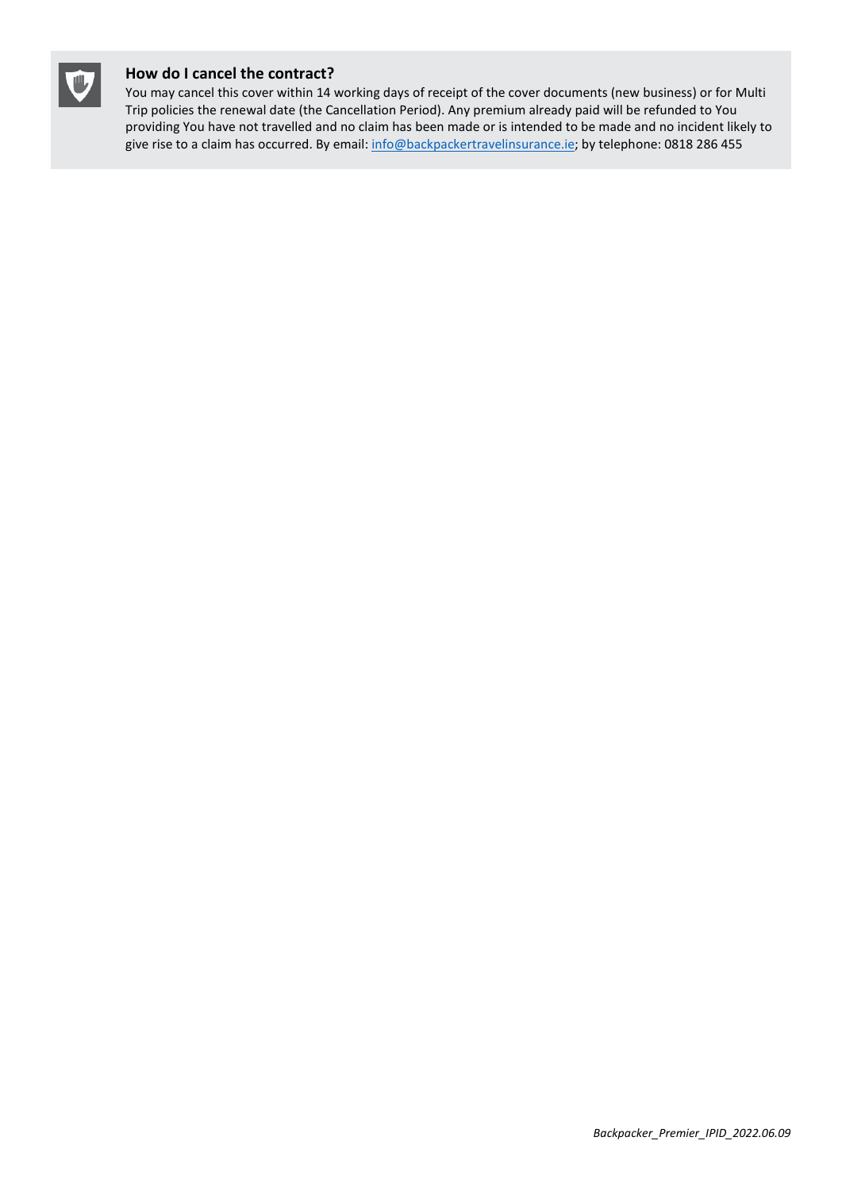## How do I cancel the contract?

You may cancel this cover within 14 working days of receipt of the cover documents (new business) or for Multi Trip policies the renewal date (the Cancellation Period). Any premium already paid will be refunded to You providing You have not travelled and no claim has been made or is intended to be made and no incident likely to give rise to a claim has occurred. By email: info@backpackertravelinsurance.ie; by telephone: 0818 286 455

*Backpacker_Premier_IPID_2022.06.09*